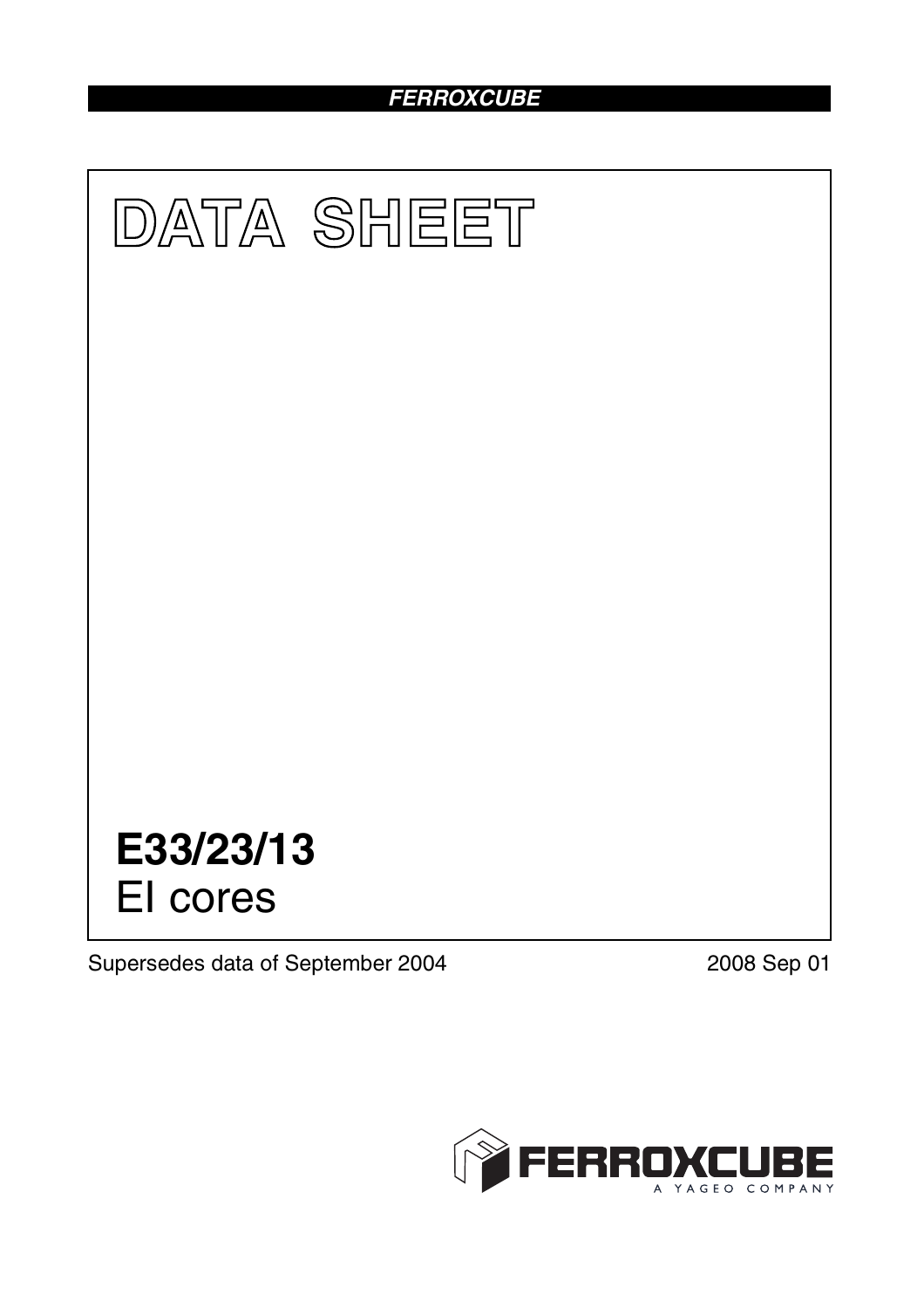# DATA SHEET

## E33/23/13
EI cores

Supersedes data of September 2004

2008 Sep 01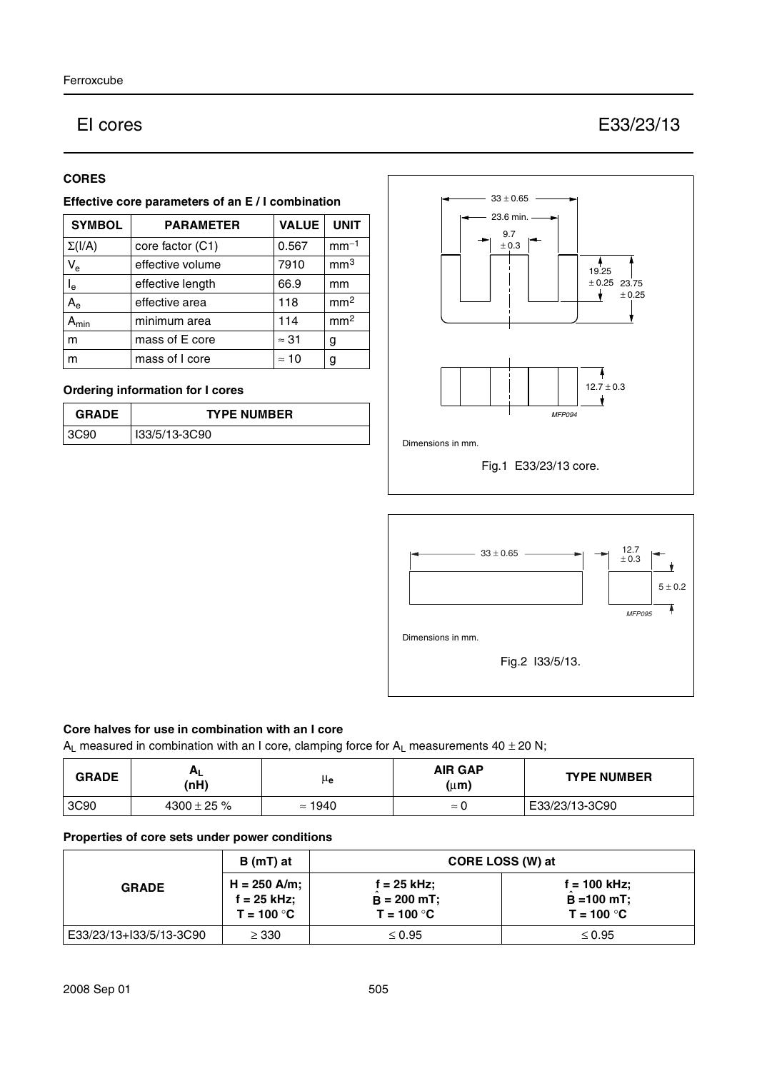# EI cores

# E33/23/13

## CORES

### Effective core parameters of an E / I combination

| SYMBOL | PARAMETER | VALUE | UNIT |
|---|---|---|---|
| $\Sigma(I/A)$ | core factor (C1) | 0.567 | $mm^{-1}$ |
| $V_e$ | effective volume | 7910 | $mm^3$ |
| $I_e$ | effective length | 66.9 | mm |
| $A_e$ | effective area | 118 | $mm^2$ |
| $A_{min}$ | minimum area | 114 | $mm^2$ |
| m | mass of E core | ≈ 31 | g |
| m | mass of I core | ≈ 10 | g |

### Ordering information for I cores

| GRADE | TYPE NUMBER |
|---|---|
| 3C90 | I33/5/13-3C90 |

Dimensions in mm.

Fig.1 E33/23/13 core.

Dimensions in mm.

Fig.2 I33/5/13.

### Core halves for use in combination with an I core

$A_L$ measured in combination with an I core, clamping force for $A_L$ measurements 40 ± 20 N;

| GRADE | $A_L$ (nH) | $\mu_e$ | AIR GAP (μm) | TYPE NUMBER |
|---|---|---|---|---|
| 3C90 | 4300 ± 25 % | ≈ 1940 | ≈ 0 | E33/23/13-3C90 |

### Properties of core sets under power conditions

| GRADE | B (mT) at | CORE LOSS (W) at | |
|---|---|---|---|
| | H = 250 A/m; f = 25 kHz; T = 100 °C | f = 25 kHz; $\hat{B}$ = 200 mT; T = 100 °C | f = 100 kHz; $\hat{B}$ =100 mT; T = 100 °C |
| E33/23/13+I33/5/13-3C90 | ≥ 330 | ≤ 0.95 | ≤ 0.95 |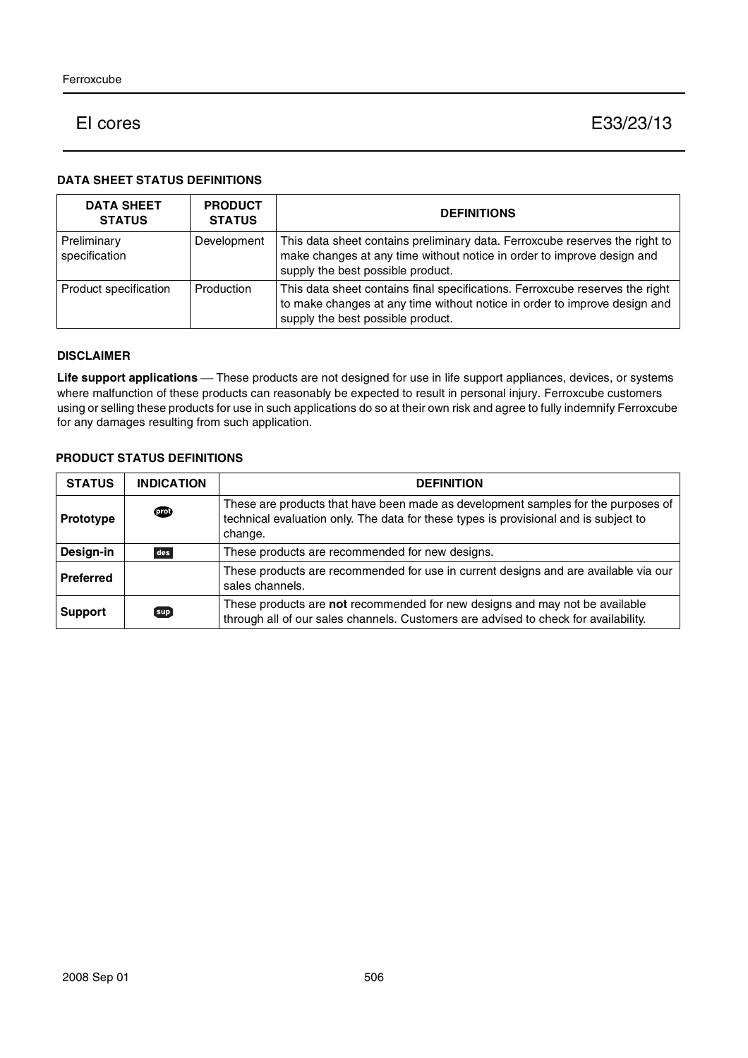Ferroxcube

# EI cores E33/23/13

### DATA SHEET STATUS DEFINITIONS

| DATA SHEET STATUS | PRODUCT STATUS | DEFINITIONS |
|---|---|---|
| Preliminary specification | Development | This data sheet contains preliminary data. Ferroxcube reserves the right to make changes at any time without notice in order to improve design and supply the best possible product. |
| Product specification | Production | This data sheet contains final specifications. Ferroxcube reserves the right to make changes at any time without notice in order to improve design and supply the best possible product. |

### DISCLAIMER

**Life support applications** — These products are not designed for use in life support appliances, devices, or systems where malfunction of these products can reasonably be expected to result in personal injury. Ferroxcube customers using or selling these products for use in such applications do so at their own risk and agree to fully indemnify Ferroxcube for any damages resulting from such application.

### PRODUCT STATUS DEFINITIONS

| STATUS | INDICATION | DEFINITION |
|---|---|---|
| **Prototype** | prot | These are products that have been made as development samples for the purposes of technical evaluation only. The data for these types is provisional and is subject to change. |
| **Design-in** | des | These products are recommended for new designs. |
| **Preferred** | | These products are recommended for use in current designs and are available via our sales channels. |
| **Support** | sup | These products are **not** recommended for new designs and may not be available through all of our sales channels. Customers are advised to check for availability. |

2008 Sep 01